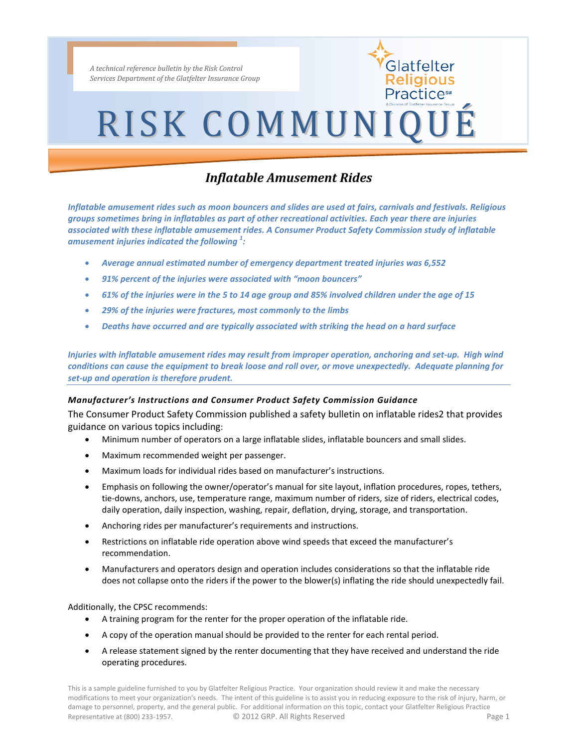*A technical reference bulletin by the Risk Control Services Department of the Glatfelter Insurance Group*

Glatfelter Religious Practice℠

A Division of Glatfelter Insurance Group

# RISK COMMUNIQUÉ

## *Inflatable Amusement Rides*

***Inflatable amusement rides such as moon bouncers and slides are used at fairs, carnivals and festivals. Religious groups sometimes bring in inflatables as part of other recreational activities. Each year there are injuries associated with these inflatable amusement rides. A Consumer Product Safety Commission study of inflatable amusement injuries indicated the following [1]:***

- ***Average annual estimated number of emergency department treated injuries was 6,552***
- ***91% percent of the injuries were associated with "moon bouncers"***
- ***61% of the injuries were in the 5 to 14 age group and 85% involved children under the age of 15***
- ***29% of the injuries were fractures, most commonly to the limbs***
- ***Deaths have occurred and are typically associated with striking the head on a hard surface***

***Injuries with inflatable amusement rides may result from improper operation, anchoring and set-up. High wind conditions can cause the equipment to break loose and roll over, or move unexpectedly. Adequate planning for set-up and operation is therefore prudent.***

---

### *Manufacturer's Instructions and Consumer Product Safety Commission Guidance*

The Consumer Product Safety Commission published a safety bulletin on inflatable rides2 that provides guidance on various topics including:

- Minimum number of operators on a large inflatable slides, inflatable bouncers and small slides.
- Maximum recommended weight per passenger.
- Maximum loads for individual rides based on manufacturer's instructions.
- Emphasis on following the owner/operator's manual for site layout, inflation procedures, ropes, tethers, tie-downs, anchors, use, temperature range, maximum number of riders, size of riders, electrical codes, daily operation, daily inspection, washing, repair, deflation, drying, storage, and transportation.
- Anchoring rides per manufacturer's requirements and instructions.
- Restrictions on inflatable ride operation above wind speeds that exceed the manufacturer's recommendation.
- Manufacturers and operators design and operation includes considerations so that the inflatable ride does not collapse onto the riders if the power to the blower(s) inflating the ride should unexpectedly fail.

Additionally, the CPSC recommends:

- A training program for the renter for the proper operation of the inflatable ride.
- A copy of the operation manual should be provided to the renter for each rental period.
- A release statement signed by the renter documenting that they have received and understand the ride operating procedures.

This is a sample guideline furnished to you by Glatfelter Religious Practice. Your organization should review it and make the necessary modifications to meet your organization's needs. The intent of this guideline is to assist you in reducing exposure to the risk of injury, harm, or damage to personnel, property, and the general public. For additional information on this topic, contact your Glatfelter Religious Practice Representative at (800) 233-1957. © 2012 GRP. All Rights Reserved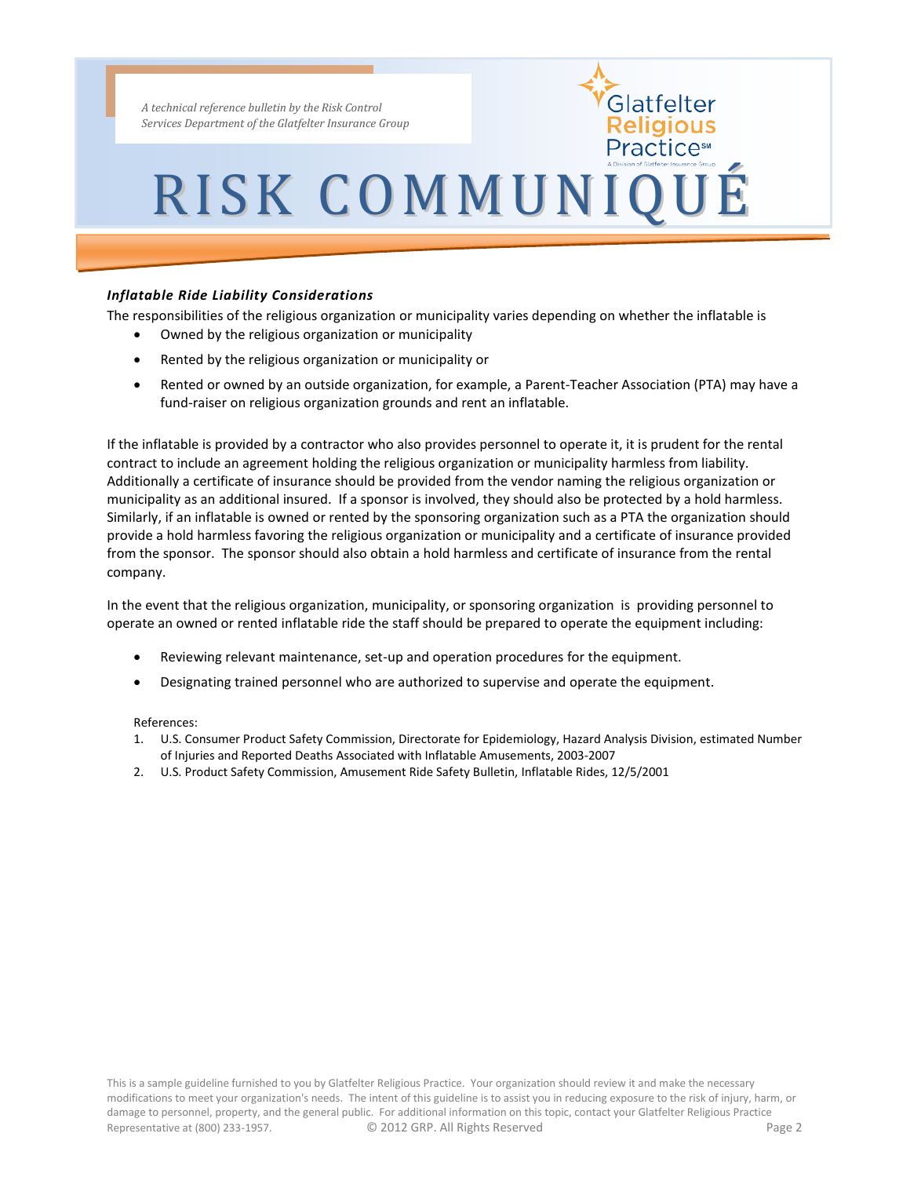*A technical reference bulletin by the Risk Control Services Department of the Glatfelter Insurance Group*

# RISK COMMUNIQUÉ

***Inflatable Ride Liability Considerations***

The responsibilities of the religious organization or municipality varies depending on whether the inflatable is

- Owned by the religious organization or municipality
- Rented by the religious organization or municipality or
- Rented or owned by an outside organization, for example, a Parent-Teacher Association (PTA) may have a fund-raiser on religious organization grounds and rent an inflatable.

If the inflatable is provided by a contractor who also provides personnel to operate it, it is prudent for the rental contract to include an agreement holding the religious organization or municipality harmless from liability. Additionally a certificate of insurance should be provided from the vendor naming the religious organization or municipality as an additional insured. If a sponsor is involved, they should also be protected by a hold harmless. Similarly, if an inflatable is owned or rented by the sponsoring organization such as a PTA the organization should provide a hold harmless favoring the religious organization or municipality and a certificate of insurance provided from the sponsor. The sponsor should also obtain a hold harmless and certificate of insurance from the rental company.

In the event that the religious organization, municipality, or sponsoring organization is providing personnel to operate an owned or rented inflatable ride the staff should be prepared to operate the equipment including:

- Reviewing relevant maintenance, set-up and operation procedures for the equipment.
- Designating trained personnel who are authorized to supervise and operate the equipment.

References:

1. U.S. Consumer Product Safety Commission, Directorate for Epidemiology, Hazard Analysis Division, estimated Number of Injuries and Reported Deaths Associated with Inflatable Amusements, 2003-2007
2. U.S. Product Safety Commission, Amusement Ride Safety Bulletin, Inflatable Rides, 12/5/2001

This is a sample guideline furnished to you by Glatfelter Religious Practice. Your organization should review it and make the necessary modifications to meet your organization's needs. The intent of this guideline is to assist you in reducing exposure to the risk of injury, harm, or damage to personnel, property, and the general public. For additional information on this topic, contact your Glatfelter Religious Practice Representative at (800) 233-1957.

© 2012 GRP. All Rights Reserved